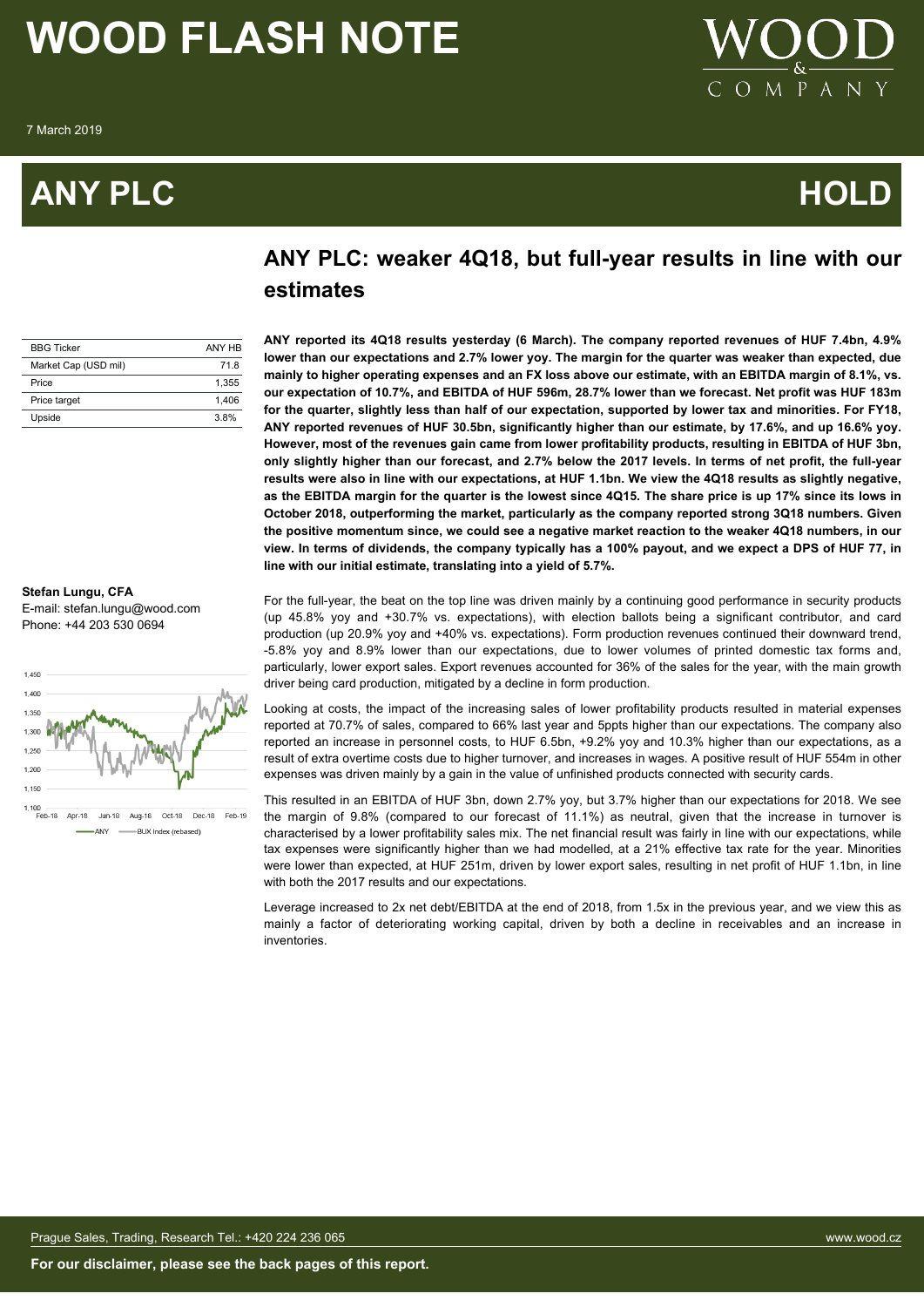# WOOD FLASH NOTE

7 March 2019

# ANY PLC HOLD

## ANY PLC: weaker 4Q18, but full-year results in line with our estimates

| BBG Ticker | ANY HB |
|---|---|
| Market Cap (USD mil) | 71.8 |
| Price | 1,355 |
| Price target | 1,406 |
| Upside | 3.8% |

**Stefan Lungu, CFA**
E-mail: stefan.lungu@wood.com
Phone: +44 203 530 0694

**ANY reported its 4Q18 results yesterday (6 March). The company reported revenues of HUF 7.4bn, 4.9% lower than our expectations and 2.7% lower yoy. The margin for the quarter was weaker than expected, due mainly to higher operating expenses and an FX loss above our estimate, with an EBITDA margin of 8.1%, vs. our expectation of 10.7%, and EBITDA of HUF 596m, 28.7% lower than we forecast. Net profit was HUF 183m for the quarter, slightly less than half of our expectation, supported by lower tax and minorities. For FY18, ANY reported revenues of HUF 30.5bn, significantly higher than our estimate, by 17.6%, and up 16.6% yoy. However, most of the revenues gain came from lower profitability products, resulting in EBITDA of HUF 3bn, only slightly higher than our forecast, and 2.7% below the 2017 levels. In terms of net profit, the full-year results were also in line with our expectations, at HUF 1.1bn. We view the 4Q18 results as slightly negative, as the EBITDA margin for the quarter is the lowest since 4Q15. The share price is up 17% since its lows in October 2018, outperforming the market, particularly as the company reported strong 3Q18 numbers. Given the positive momentum since, we could see a negative market reaction to the weaker 4Q18 numbers, in our view. In terms of dividends, the company typically has a 100% payout, and we expect a DPS of HUF 77, in line with our initial estimate, translating into a yield of 5.7%.**

For the full-year, the beat on the top line was driven mainly by a continuing good performance in security products (up 45.8% yoy and +30.7% vs. expectations), with election ballots being a significant contributor, and card production (up 20.9% yoy and +40% vs. expectations). Form production revenues continued their downward trend, -5.8% yoy and 8.9% lower than our expectations, due to lower volumes of printed domestic tax forms and, particularly, lower export sales. Export revenues accounted for 36% of the sales for the year, with the main growth driver being card production, mitigated by a decline in form production.

Looking at costs, the impact of the increasing sales of lower profitability products resulted in material expenses reported at 70.7% of sales, compared to 66% last year and 5ppts higher than our expectations. The company also reported an increase in personnel costs, to HUF 6.5bn, +9.2% yoy and 10.3% higher than our expectations, as a result of extra overtime costs due to higher turnover, and increases in wages. A positive result of HUF 554m in other expenses was driven mainly by a gain in the value of unfinished products connected with security cards.

This resulted in an EBITDA of HUF 3bn, down 2.7% yoy, but 3.7% higher than our expectations for 2018. We see the margin of 9.8% (compared to our forecast of 11.1%) as neutral, given that the increase in turnover is characterised by a lower profitability sales mix. The net financial result was fairly in line with our expectations, while tax expenses were significantly higher than we had modelled, at a 21% effective tax rate for the year. Minorities were lower than expected, at HUF 251m, driven by lower export sales, resulting in net profit of HUF 1.1bn, in line with both the 2017 results and our expectations.

Leverage increased to 2x net debt/EBITDA at the end of 2018, from 1.5x in the previous year, and we view this as mainly a factor of deteriorating working capital, driven by both a decline in receivables and an increase in inventories.

Prague Sales, Trading, Research Tel.: +420 224 236 065 www.wood.cz

**For our disclaimer, please see the back pages of this report.**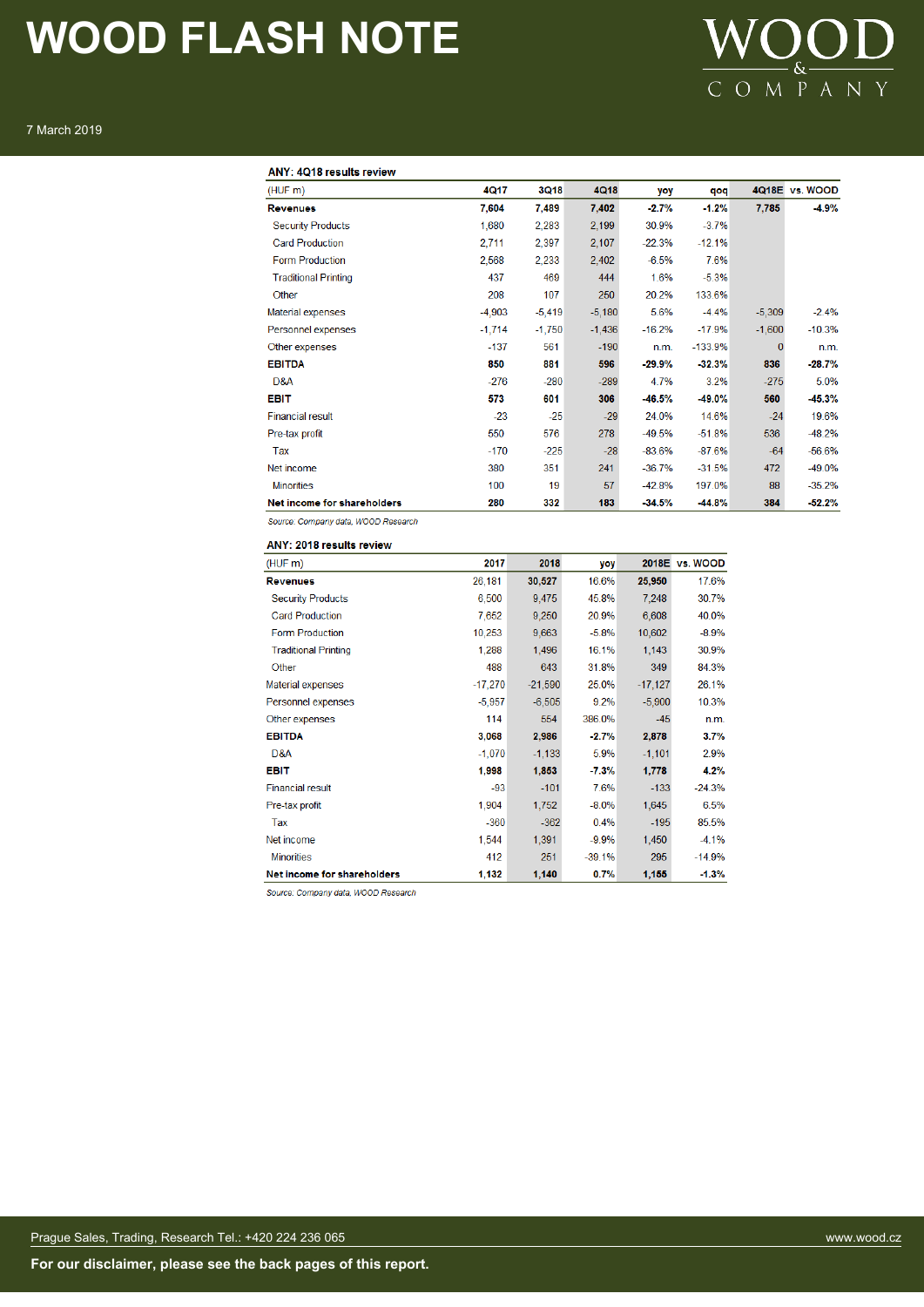**ANY: 4Q18 results review**

| (HUF m) | 4Q17 | 3Q18 | 4Q18 | yoy | qoq | 4Q18E | vs. WOOD |
|---|---|---|---|---|---|---|---|
| **Revenues** | **7,604** | **7,489** | **7,402** | **-2.7%** | **-1.2%** | **7,785** | **-4.9%** |
| Security Products | 1,680 | 2,283 | 2,199 | 30.9% | -3.7% | | |
| Card Production | 2,711 | 2,397 | 2,107 | -22.3% | -12.1% | | |
| Form Production | 2,568 | 2,233 | 2,402 | -6.5% | 7.6% | | |
| Traditional Printing | 437 | 469 | 444 | 1.6% | -5.3% | | |
| Other | 208 | 107 | 250 | 20.2% | 133.6% | | |
| Material expenses | -4,903 | -5,419 | -5,180 | 5.6% | -4.4% | -5,309 | -2.4% |
| Personnel expenses | -1,714 | -1,750 | -1,436 | -16.2% | -17.9% | -1,600 | -10.3% |
| Other expenses | -137 | 561 | -190 | n.m. | -133.9% | 0 | n.m. |
| **EBITDA** | **850** | **881** | **596** | **-29.9%** | **-32.3%** | **836** | **-28.7%** |
| D&A | -276 | -280 | -289 | 4.7% | 3.2% | -275 | 5.0% |
| **EBIT** | **573** | **601** | **306** | **-46.5%** | **-49.0%** | **560** | **-45.3%** |
| Financial result | -23 | -25 | -29 | 24.0% | 14.6% | -24 | 19.6% |
| Pre-tax profit | 550 | 576 | 278 | -49.5% | -51.8% | 536 | -48.2% |
| Tax | -170 | -225 | -28 | -83.6% | -87.6% | -64 | -56.6% |
| Net income | 380 | 351 | 241 | -36.7% | -31.5% | 472 | -49.0% |
| Minorities | 100 | 19 | 57 | -42.8% | 197.0% | 88 | -35.2% |
| **Net income for shareholders** | **280** | **332** | **183** | **-34.5%** | **-44.8%** | **384** | **-52.2%** |

*Source: Company data, WOOD Research*

**ANY: 2018 results review**

| (HUF m) | 2017 | 2018 | yoy | 2018E | vs. WOOD |
|---|---|---|---|---|---|
| **Revenues** | 26,181 | **30,527** | 16.6% | **25,950** | 17.6% |
| Security Products | 6,500 | 9,475 | 45.8% | 7,248 | 30.7% |
| Card Production | 7,652 | 9,250 | 20.9% | 6,608 | 40.0% |
| Form Production | 10,253 | 9,663 | -5.8% | 10,602 | -8.9% |
| Traditional Printing | 1,288 | 1,496 | 16.1% | 1,143 | 30.9% |
| Other | 488 | 643 | 31.8% | 349 | 84.3% |
| Material expenses | -17,270 | -21,590 | 25.0% | -17,127 | 26.1% |
| Personnel expenses | -5,957 | -6,505 | 9.2% | -5,900 | 10.3% |
| Other expenses | 114 | 554 | 386.0% | -45 | n.m. |
| **EBITDA** | **3,068** | **2,986** | **-2.7%** | **2,878** | **3.7%** |
| D&A | -1,070 | -1,133 | 5.9% | -1,101 | 2.9% |
| **EBIT** | **1,998** | **1,853** | **-7.3%** | **1,778** | **4.2%** |
| Financial result | -93 | -101 | 7.6% | -133 | -24.3% |
| Pre-tax profit | 1,904 | 1,752 | -8.0% | 1,645 | 6.5% |
| Tax | -360 | -362 | 0.4% | -195 | 85.5% |
| Net income | 1,544 | 1,391 | -9.9% | 1,450 | -4.1% |
| Minorities | 412 | 251 | -39.1% | 295 | -14.9% |
| **Net income for shareholders** | **1,132** | **1,140** | **0.7%** | **1,155** | **-1.3%** |

*Source: Company data, WOOD Research*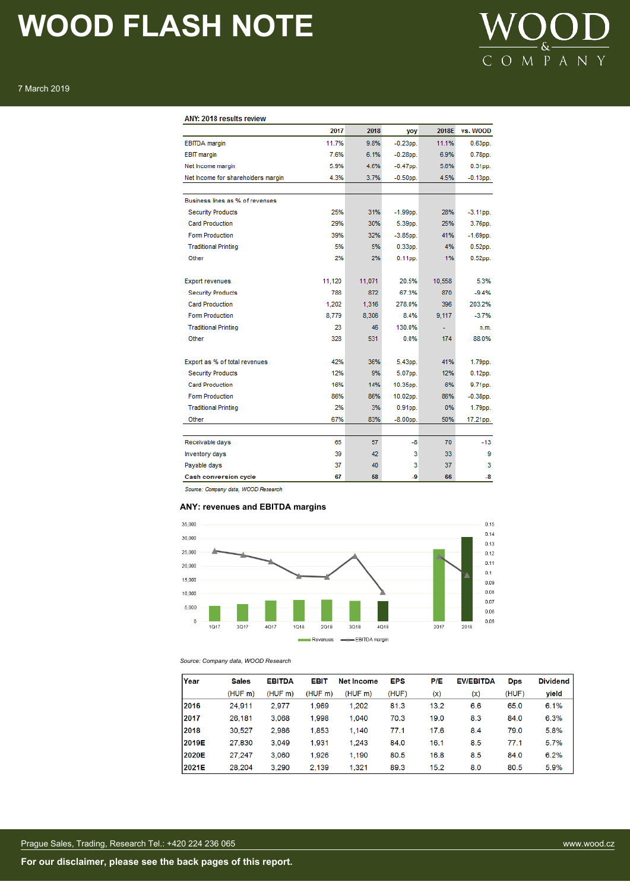**ANY: 2018 results review**

| | 2017 | 2018 | yoy | 2018E | vs. WOOD |
|---|---|---|---|---|---|
| EBITDA margin | 11.7% | 9.8% | -0.23pp. | 11.1% | 0.63pp. |
| EBIT margin | 7.6% | 6.1% | -0.28pp. | 6.9% | 0.78pp. |
| Net Income margin | 5.9% | 4.6% | -0.47pp. | 5.6% | 0.31pp. |
| Net Income for shareholders margin | 4.3% | 3.7% | -0.50pp. | 4.5% | -0.13pp. |
| | | | | | |
| Business lines as % of revenues | | | | | |
| Security Products | 25% | 31% | -1.99pp. | 28% | -3.11pp. |
| Card Production | 29% | 30% | 5.39pp. | 25% | 3.76pp. |
| Form Production | 39% | 32% | -3.85pp. | 41% | -1.69pp. |
| Traditional Printing | 5% | 5% | 0.33pp. | 4% | 0.52pp. |
| Other | 2% | 2% | 0.11pp. | 1% | 0.52pp. |
| | | | | | |
| Export revenues | 11,120 | 11,071 | 20.5% | 10,558 | 5.3% |
| Security Products | 788 | 872 | 67.3% | 870 | -9.4% |
| Card Production | 1,202 | 1,316 | 278.0% | 396 | 203.2% |
| Form Production | 8,779 | 8,306 | 8.4% | 9,117 | -3.7% |
| Traditional Printing | 23 | 46 | 130.0% | - | n.m. |
| Other | 328 | 531 | 0.0% | 174 | 88.0% |
| | | | | | |
| Export as % of total revenues | 42% | 36% | 5.43pp. | 41% | 1.79pp. |
| Security Products | 12% | 9% | 5.07pp. | 12% | 0.12pp. |
| Card Production | 16% | 14% | 10.35pp. | 6% | 9.71pp. |
| Form Production | 86% | 86% | 10.02pp. | 86% | -0.38pp. |
| Traditional Printing | 2% | 3% | 0.91pp. | 0% | 1.79pp. |
| Other | 67% | 83% | -8.00pp. | 50% | 17.21pp. |
| | | | | | |
| Receivable days | 65 | 57 | -8 | 70 | -13 |
| Inventory days | 39 | 42 | 3 | 33 | 9 |
| Payable days | 37 | 40 | 3 | 37 | 3 |
| **Cash conversion cycle** | **67** | **58** | **-9** | **66** | **-8** |

*Source: Company data, WOOD Research*

**ANY: revenues and EBITDA margins**

*Source: Company data, WOOD Research*

| Year | Sales (HUF m) | EBITDA (HUF m) | EBIT (HUF m) | Net Income (HUF m) | EPS (HUF) | P/E (x) | EV/EBITDA (x) | Dps (HUF) | Dividend yield |
|---|---|---|---|---|---|---|---|---|---|
| **2016** | 24,911 | 2,977 | 1,969 | 1,202 | 81.3 | 13.2 | 6.6 | 65.0 | 6.1% |
| **2017** | 26,181 | 3,068 | 1,998 | 1,040 | 70.3 | 19.0 | 8.3 | 84.0 | 6.3% |
| **2018** | 30,527 | 2,986 | 1,853 | 1,140 | 77.1 | 17.6 | 8.4 | 79.0 | 5.8% |
| **2019E** | 27,830 | 3,049 | 1,931 | 1,243 | 84.0 | 16.1 | 8.5 | 77.1 | 5.7% |
| **2020E** | 27,247 | 3,060 | 1,926 | 1,190 | 80.5 | 16.8 | 8.5 | 84.0 | 6.2% |
| **2021E** | 28,204 | 3,290 | 2,139 | 1,321 | 89.3 | 15.2 | 8.0 | 80.5 | 5.9% |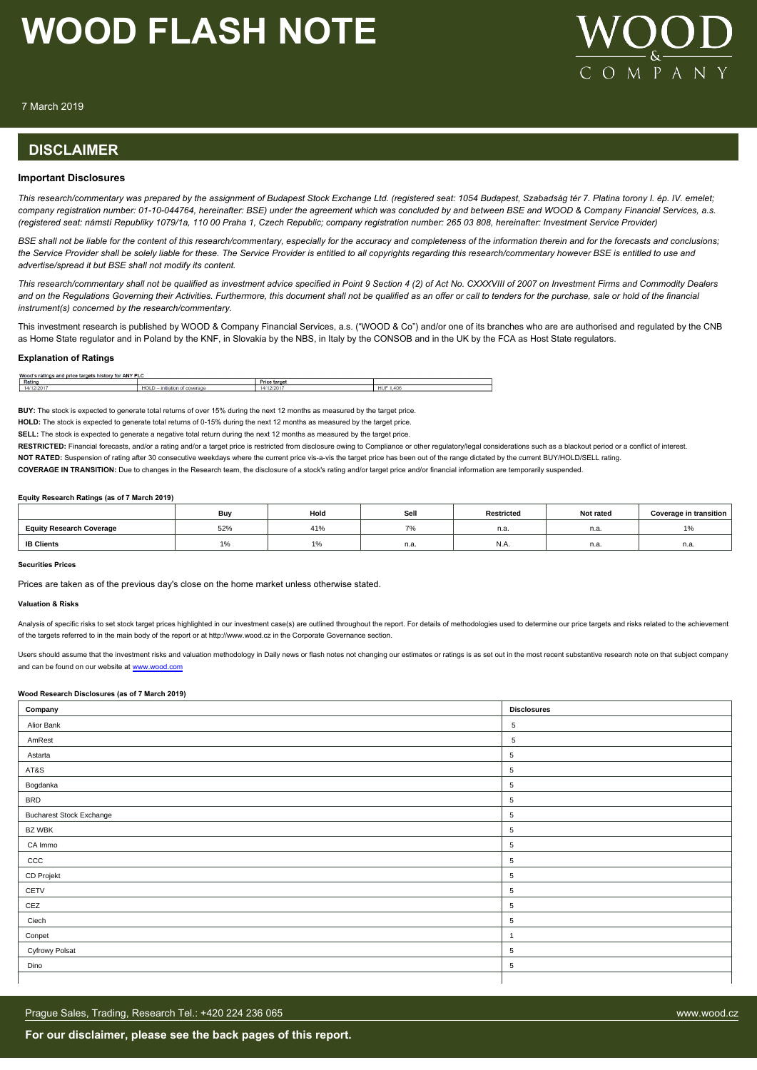# WOOD FLASH NOTE

7 March 2019

## DISCLAIMER

### Important Disclosures

*This research/commentary was prepared by the assignment of Budapest Stock Exchange Ltd. (registered seat: 1054 Budapest, Szabadság tér 7. Platina torony I. ép. IV. emelet; company registration number: 01-10-044764, hereinafter: BSE) under the agreement which was concluded by and between BSE and WOOD & Company Financial Services, a.s. (registered seat: námstí Republiky 1079/1a, 110 00 Praha 1, Czech Republic; company registration number: 265 03 808, hereinafter: Investment Service Provider)*

*BSE shall not be liable for the content of this research/commentary, especially for the accuracy and completeness of the information therein and for the forecasts and conclusions; the Service Provider shall be solely liable for these. The Service Provider is entitled to all copyrights regarding this research/commentary however BSE is entitled to use and advertise/spread it but BSE shall not modify its content.*

*This research/commentary shall not be qualified as investment advice specified in Point 9 Section 4 (2) of Act No. CXXXVIII of 2007 on Investment Firms and Commodity Dealers and on the Regulations Governing their Activities. Furthermore, this document shall not be qualified as an offer or call to tenders for the purchase, sale or hold of the financial instrument(s) concerned by the research/commentary.*

This investment research is published by WOOD & Company Financial Services, a.s. ("WOOD & Co") and/or one of its branches who are are authorised and regulated by the CNB as Home State regulator and in Poland by the KNF, in Slovakia by the NBS, in Italy by the CONSOB and in the UK by the FCA as Host State regulators.

### Explanation of Ratings

Wood's ratings and price targets history for ANY PLC

| Rating | | Price target | |
|---|---|---|---|
| 14/12/2017 | HOLD – initiation of coverage | 14/12/2017 | HUF 1,406 |

**BUY:** The stock is expected to generate total returns of over 15% during the next 12 months as measured by the target price.

**HOLD:** The stock is expected to generate total returns of 0-15% during the next 12 months as measured by the target price.

**SELL:** The stock is expected to generate a negative total return during the next 12 months as measured by the target price.

**RESTRICTED:** Financial forecasts, and/or a rating and/or a target price is restricted from disclosure owing to Compliance or other regulatory/legal considerations such as a blackout period or a conflict of interest.

**NOT RATED:** Suspension of rating after 30 consecutive weekdays where the current price vis-a-vis the target price has been out of the range dictated by the current BUY/HOLD/SELL rating.

**COVERAGE IN TRANSITION:** Due to changes in the Research team, the disclosure of a stock's rating and/or target price and/or financial information are temporarily suspended.

#### Equity Research Ratings (as of 7 March 2019)

| | Buy | Hold | Sell | Restricted | Not rated | Coverage in transition |
|---|---|---|---|---|---|---|
| **Equity Research Coverage** | 52% | 41% | 7% | n.a. | n.a. | 1% |
| **IB Clients** | 1% | 1% | n.a. | N.A. | n.a. | n.a. |

#### Securities Prices

Prices are taken as of the previous day's close on the home market unless otherwise stated.

#### Valuation & Risks

Analysis of specific risks to set stock target prices highlighted in our investment case(s) are outlined throughout the report. For details of methodologies used to determine our price targets and risks related to the achievement of the targets referred to in the main body of the report or at http://www.wood.cz in the Corporate Governance section.

Users should assume that the investment risks and valuation methodology in Daily news or flash notes not changing our estimates or ratings is as set out in the most recent substantive research note on that subject company and can be found on our website at www.wood.com

#### Wood Research Disclosures (as of 7 March 2019)

| Company | Disclosures |
|---|---|
| Alior Bank | 5 |
| AmRest | 5 |
| Astarta | 5 |
| AT&S | 5 |
| Bogdanka | 5 |
| BRD | 5 |
| Bucharest Stock Exchange | 5 |
| BZ WBK | 5 |
| CA Immo | 5 |
| CCC | 5 |
| CD Projekt | 5 |
| CETV | 5 |
| CEZ | 5 |
| Ciech | 5 |
| Conpet | 1 |
| Cyfrowy Polsat | 5 |
| Dino | 5 |

**For our disclaimer, please see the back pages of this report.**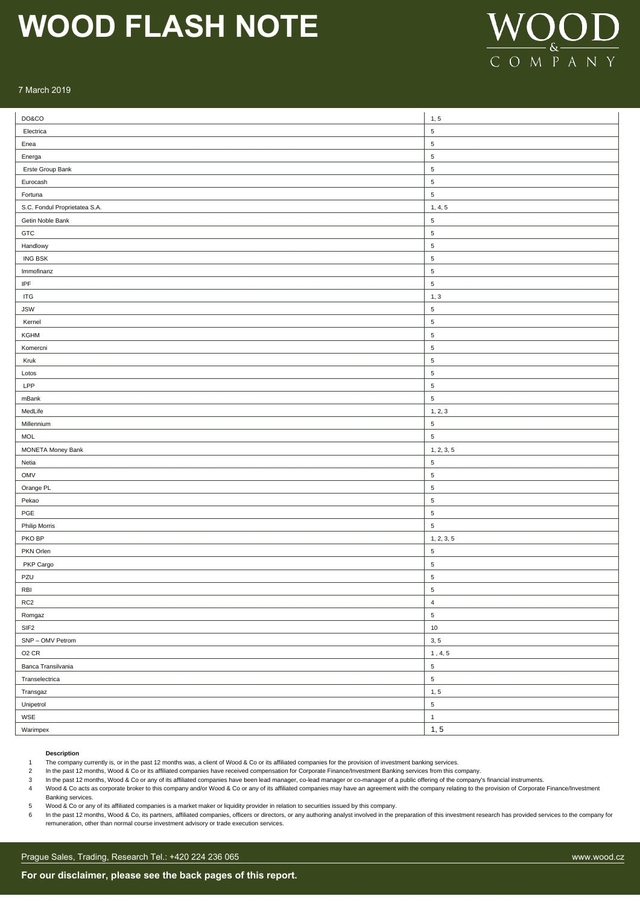| Company | Disclosures |
|---|---|
| DO&CO | 1, 5 |
| Electrica | 5 |
| Enea | 5 |
| Energa | 5 |
| Erste Group Bank | 5 |
| Eurocash | 5 |
| Fortuna | 5 |
| S.C. Fondul Proprietatea S.A. | 1, 4, 5 |
| Getin Noble Bank | 5 |
| GTC | 5 |
| Handlowy | 5 |
| ING BSK | 5 |
| Immofinanz | 5 |
| IPF | 5 |
| ITG | 1, 3 |
| JSW | 5 |
| Kernel | 5 |
| KGHM | 5 |
| Komercni | 5 |
| Kruk | 5 |
| Lotos | 5 |
| LPP | 5 |
| mBank | 5 |
| MedLife | 1, 2, 3 |
| Millennium | 5 |
| MOL | 5 |
| MONETA Money Bank | 1, 2, 3, 5 |
| Netia | 5 |
| OMV | 5 |
| Orange PL | 5 |
| Pekao | 5 |
| PGE | 5 |
| Philip Morris | 5 |
| PKO BP | 1, 2, 3, 5 |
| PKN Orlen | 5 |
| PKP Cargo | 5 |
| PZU | 5 |
| RBI | 5 |
| RC2 | 4 |
| Romgaz | 5 |
| SIF2 | 10 |
| SNP – OMV Petrom | 3, 5 |
| O2 CR | 1 , 4, 5 |
| Banca Transilvania | 5 |
| Transelectrica | 5 |
| Transgaz | 1, 5 |
| Unipetrol | 5 |
| WSE | 1 |
| Warimpex | 1, 5 |

**Description**

1. The company currently is, or in the past 12 months was, a client of Wood & Co or its affiliated companies for the provision of investment banking services.
2. In the past 12 months, Wood & Co or its affiliated companies have received compensation for Corporate Finance/Investment Banking services from this company.
3. In the past 12 months, Wood & Co or any of its affiliated companies have been lead manager, co-lead manager or co-manager of a public offering of the company's financial instruments.
4. Wood & Co acts as corporate broker to this company and/or Wood & Co or any of its affiliated companies may have an agreement with the company relating to the provision of Corporate Finance/Investment Banking services.
5. Wood & Co or any of its affiliated companies is a market maker or liquidity provider in relation to securities issued by this company.
6. In the past 12 months, Wood & Co, its partners, affiliated companies, officers or directors, or any authoring analyst involved in the preparation of this investment research has provided services to the company for remuneration, other than normal course investment advisory or trade execution services.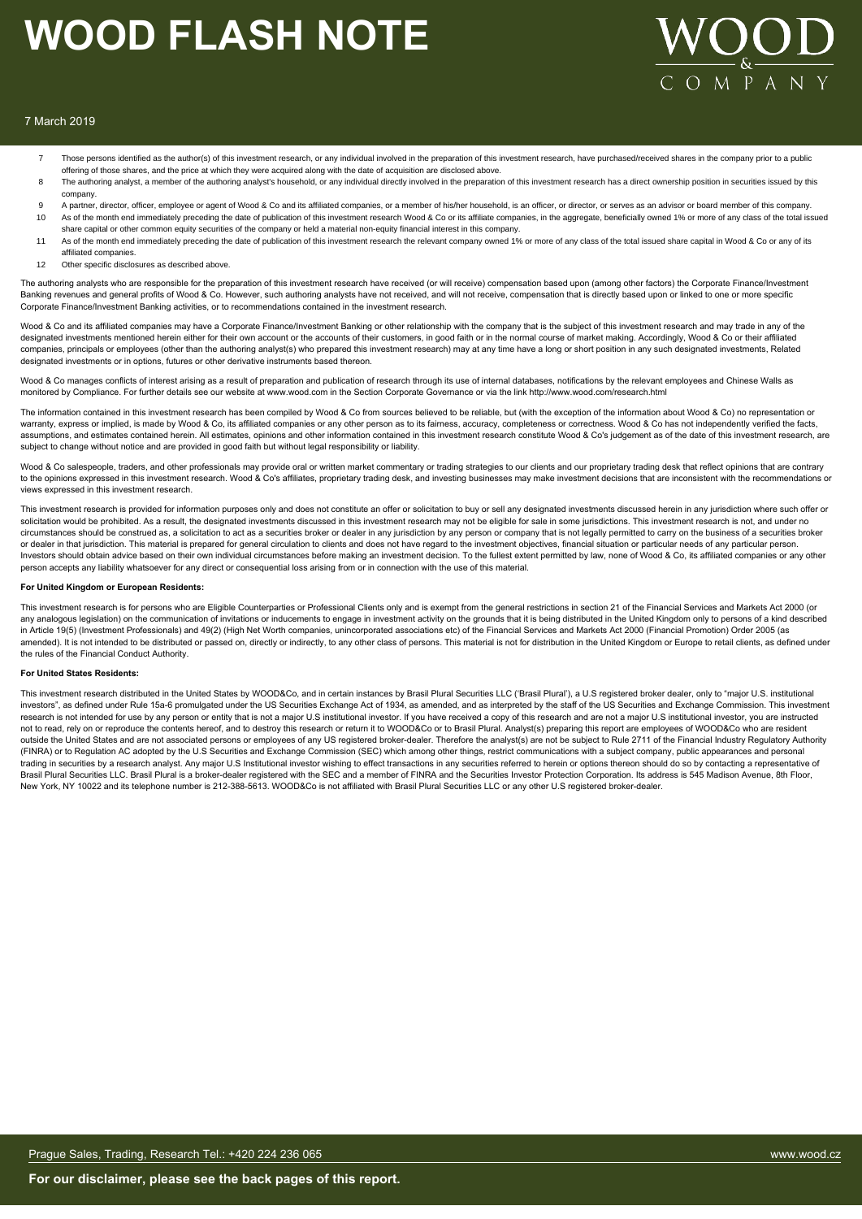7. Those persons identified as the author(s) of this investment research, or any individual involved in the preparation of this investment research, have purchased/received shares in the company prior to a public offering of those shares, and the price at which they were acquired along with the date of acquisition are disclosed above.
8. The authoring analyst, a member of the authoring analyst's household, or any individual directly involved in the preparation of this investment research has a direct ownership position in securities issued by this company.
9. A partner, director, officer, employee or agent of Wood & Co and its affiliated companies, or a member of his/her household, is an officer, or director, or serves as an advisor or board member of this company.
10. As of the month end immediately preceding the date of publication of this investment research Wood & Co or its affiliate companies, in the aggregate, beneficially owned 1% or more of any class of the total issued share capital or other common equity securities of the company or held a material non-equity financial interest in this company.
11. As of the month end immediately preceding the date of publication of this investment research the relevant company owned 1% or more of any class of the total issued share capital in Wood & Co or any of its affiliated companies.
12. Other specific disclosures as described above.

The authoring analysts who are responsible for the preparation of this investment research have received (or will receive) compensation based upon (among other factors) the Corporate Finance/Investment Banking revenues and general profits of Wood & Co. However, such authoring analysts have not received, and will not receive, compensation that is directly based upon or linked to one or more specific Corporate Finance/Investment Banking activities, or to recommendations contained in the investment research.

Wood & Co and its affiliated companies may have a Corporate Finance/Investment Banking or other relationship with the company that is the subject of this investment research and may trade in any of the designated investments mentioned herein either for their own account or the accounts of their customers, in good faith or in the normal course of market making. Accordingly, Wood & Co or their affiliated companies, principals or employees (other than the authoring analyst(s) who prepared this investment research) may at any time have a long or short position in any such designated investments, Related designated investments or in options, futures or other derivative instruments based thereon.

Wood & Co manages conflicts of interest arising as a result of preparation and publication of research through its use of internal databases, notifications by the relevant employees and Chinese Walls as monitored by Compliance. For further details see our website at www.wood.com in the Section Corporate Governance or via the link http://www.wood.com/research.html

The information contained in this investment research has been compiled by Wood & Co from sources believed to be reliable, but (with the exception of the information about Wood & Co) no representation or warranty, express or implied, is made by Wood & Co, its affiliated companies or any other person as to its fairness, accuracy, completeness or correctness. Wood & Co has not independently verified the facts, assumptions, and estimates contained herein. All estimates, opinions and other information contained in this investment research constitute Wood & Co's judgement as of the date of this investment research, are subject to change without notice and are provided in good faith but without legal responsibility or liability.

Wood & Co salespeople, traders, and other professionals may provide oral or written market commentary or trading strategies to our clients and our proprietary trading desk that reflect opinions that are contrary to the opinions expressed in this investment research. Wood & Co's affiliates, proprietary trading desk, and investing businesses may make investment decisions that are inconsistent with the recommendations or views expressed in this investment research.

This investment research is provided for information purposes only and does not constitute an offer or solicitation to buy or sell any designated investments discussed herein in any jurisdiction where such offer or solicitation would be prohibited. As a result, the designated investments discussed in this investment research may not be eligible for sale in some jurisdictions. This investment research is not, and under no circumstances should be construed as, a solicitation to act as a securities broker or dealer in any jurisdiction by any person or company that is not legally permitted to carry on the business of a securities broker or dealer in that jurisdiction. This material is prepared for general circulation to clients and does not have regard to the investment objectives, financial situation or particular needs of any particular person. Investors should obtain advice based on their own individual circumstances before making an investment decision. To the fullest extent permitted by law, none of Wood & Co, its affiliated companies or any other person accepts any liability whatsoever for any direct or consequential loss arising from or in connection with the use of this material.

**For United Kingdom or European Residents:**

This investment research is for persons who are Eligible Counterparties or Professional Clients only and is exempt from the general restrictions in section 21 of the Financial Services and Markets Act 2000 (or any analogous legislation) on the communication of invitations or inducements to engage in investment activity on the grounds that it is being distributed in the United Kingdom only to persons of a kind described in Article 19(5) (Investment Professionals) and 49(2) (High Net Worth companies, unincorporated associations etc) of the Financial Services and Markets Act 2000 (Financial Promotion) Order 2005 (as amended). It is not intended to be distributed or passed on, directly or indirectly, to any other class of persons. This material is not for distribution in the United Kingdom or Europe to retail clients, as defined under the rules of the Financial Conduct Authority.

**For United States Residents:**

This investment research distributed in the United States by WOOD&Co, and in certain instances by Brasil Plural Securities LLC ('Brasil Plural'), a U.S registered broker dealer, only to "major U.S. institutional investors", as defined under Rule 15a-6 promulgated under the US Securities Exchange Act of 1934, as amended, and as interpreted by the staff of the US Securities and Exchange Commission. This investment research is not intended for use by any person or entity that is not a major U.S institutional investor. If you have received a copy of this research and are not a major U.S institutional investor, you are instructed not to read, rely on or reproduce the contents hereof, and to destroy this research or return it to WOOD&Co or to Brasil Plural. Analyst(s) preparing this report are employees of WOOD&Co who are resident outside the United States and are not associated persons or employees of any US registered broker-dealer. Therefore the analyst(s) are not be subject to Rule 2711 of the Financial Industry Regulatory Authority (FINRA) or to Regulation AC adopted by the U.S Securities and Exchange Commission (SEC) which among other things, restrict communications with a subject company, public appearances and personal trading in securities by a research analyst. Any major U.S Institutional investor wishing to effect transactions in any securities referred to herein or options thereon should do so by contacting a representative of Brasil Plural Securities LLC. Brasil Plural is a broker-dealer registered with the SEC and a member of FINRA and the Securities Investor Protection Corporation. Its address is 545 Madison Avenue, 8th Floor, New York, NY 10022 and its telephone number is 212-388-5613. WOOD&Co is not affiliated with Brasil Plural Securities LLC or any other U.S registered broker-dealer.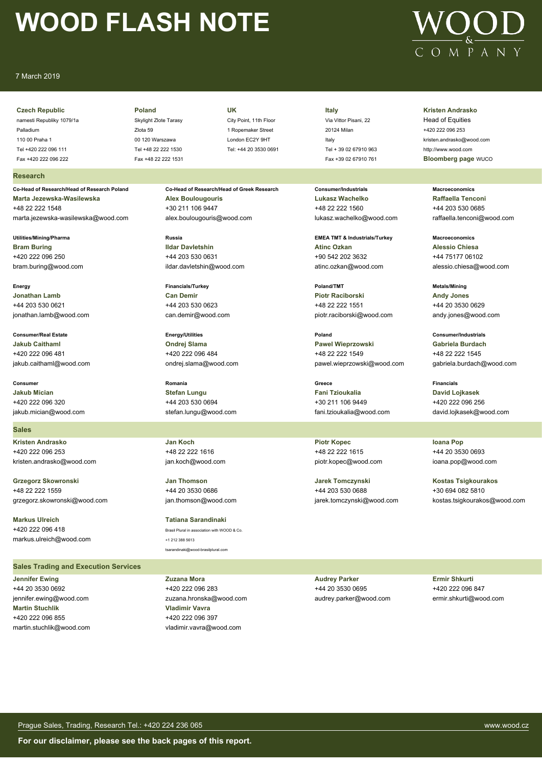# WOOD FLASH NOTE

7 March 2019

**Czech Republic**
namesti Republiky 1079/1a
Palladium
110 00 Praha 1
Tel +420 222 096 111
Fax +420 222 096 222

**Poland**
Skylight Zlote Tarasy
Zlota 59
00 120 Warszawa
Tel +48 22 222 1530
Fax +48 22 222 1531

**UK**
City Point, 11th Floor
1 Ropemaker Street
London EC2Y 9HT
Tel: +44 20 3530 0691

**Italy**
Via Vittor Pisani, 22
20124 Milan
Italy
Tel + 39 02 67910 963
Fax +39 02 67910 761

**Kristen Andrasko**
Head of Equities
+420 222 096 253
kristen.andrasko@wood.com
http://www.wood.com
**Bloomberg page** WUCO

## Research

**Co-Head of Research/Head of Research Poland**
**Marta Jezewska-Wasilewska**
+48 22 222 1548
marta.jezewska-wasilewska@wood.com

**Co-Head of Research/Head of Greek Research**
**Alex Boulougouris**
+30 211 106 9447
alex.boulougouris@wood.com

**Consumer/Industrials**
**Lukasz Wachelko**
+48 22 222 1560
lukasz.wachelko@wood.com

**Macroeconomics**
**Raffaella Tenconi**
+44 203 530 0685
raffaella.tenconi@wood.com

**Utilities/Mining/Pharma**
**Bram Buring**
+420 222 096 250
bram.buring@wood.com

**Russia**
**Ildar Davletshin**
+44 203 530 0631
ildar.davletshin@wood.com

**EMEA TMT & Industrials/Turkey**
**Atinc Ozkan**
+90 542 202 3632
atinc.ozkan@wood.com

**Macroeconomics**
**Alessio Chiesa**
+44 75177 06102
alessio.chiesa@wood.com

**Energy**
**Jonathan Lamb**
+44 203 530 0621
jonathan.lamb@wood.com

**Financials/Turkey**
**Can Demir**
+44 203 530 0623
can.demir@wood.com

**Poland/TMT**
**Piotr Raciborski**
+48 22 222 1551
piotr.raciborski@wood.com

**Metals/Mining**
**Andy Jones**
+44 20 3530 0629
andy.jones@wood.com

**Consumer/Real Estate**
**Jakub Caithaml**
+420 222 096 481
jakub.caithaml@wood.com

**Energy/Utilities**
**Ondrej Slama**
+420 222 096 484
ondrej.slama@wood.com

**Poland**
**Pawel Wieprzowski**
+48 22 222 1549
pawel.wieprzowski@wood.com

**Consumer/Industrials**
**Gabriela Burdach**
+48 22 222 1545
gabriela.burdach@wood.com

**Consumer**
**Jakub Mician**
+420 222 096 320
jakub.mician@wood.com

**Romania**
**Stefan Lungu**
+44 203 530 0694
stefan.lungu@wood.com

**Greece**
**Fani Tzioukalia**
+30 211 106 9449
fani.tzioukalia@wood.com

**Financials**
**David Lojkasek**
+420 222 096 256
david.lojkasek@wood.com

## Sales

**Kristen Andrasko**
+420 222 096 253
kristen.andrasko@wood.com

**Jan Koch**
+48 22 222 1616
jan.koch@wood.com

**Piotr Kopec**
+48 22 222 1615
piotr.kopec@wood.com

**Ioana Pop**
+44 20 3530 0693
ioana.pop@wood.com

**Grzegorz Skowronski**
+48 22 222 1559
grzegorz.skowronski@wood.com

**Jan Thomson**
+44 20 3530 0686
jan.thomson@wood.com

**Jarek Tomczynski**
+44 203 530 0688
jarek.tomczynski@wood.com

**Kostas Tsigkourakos**
+30 694 082 5810
kostas.tsigkourakos@wood.com

**Markus Ulreich**
+420 222 096 418
markus.ulreich@wood.com

**Tatiana Sarandinaki**
Brasil Plural in association with WOOD & Co.
+1 212 388 5613
tsarandinaki@wood-brasilplural.com

## Sales Trading and Execution Services

**Jennifer Ewing**
+44 20 3530 0692
jennifer.ewing@wood.com

**Martin Stuchlik**
+420 222 096 855
martin.stuchlik@wood.com

**Zuzana Mora**
+420 222 096 283
zuzana.hronska@wood.com

**Vladimir Vavra**
+420 222 096 397
vladimir.vavra@wood.com

**Audrey Parker**
+44 20 3530 0695
audrey.parker@wood.com

**Ermir Shkurti**
+420 222 096 847
ermir.shkurti@wood.com

Prague Sales, Trading, Research Tel.: +420 224 236 065 www.wood.cz

**For our disclaimer, please see the back pages of this report.**